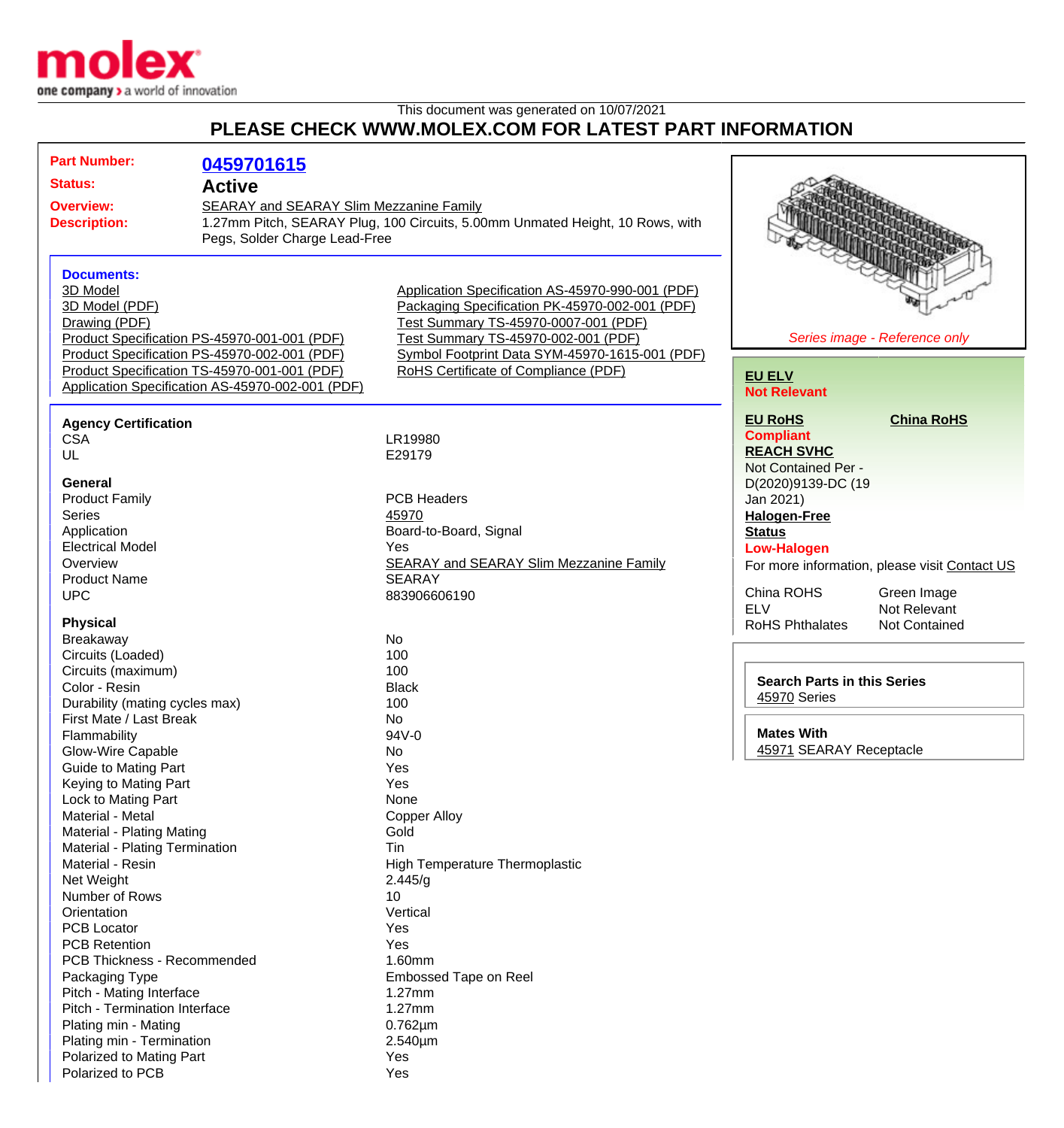This document was generated on 10/07/2021

# PLEASE CHECK WWW.MOLEX.COM FOR LATEST PART INFORMATION

**Part Number:** 0459701615

**Status:** Active

**Overview:** SEARAY and SEARAY Slim Mezzanine Family

**Description:** 1.27mm Pitch, SEARAY Plug, 100 Circuits, 5.00mm Unmated Height, 10 Rows, with Pegs, Solder Charge Lead-Free

**Documents:**

- 3D Model
- 3D Model (PDF)
- Drawing (PDF)
- Product Specification PS-45970-001-001 (PDF)
- Product Specification PS-45970-002-001 (PDF)
- Product Specification TS-45970-001-001 (PDF)
- Application Specification AS-45970-002-001 (PDF)
- Application Specification AS-45970-990-001 (PDF)
- Packaging Specification PK-45970-002-001 (PDF)
- Test Summary TS-45970-0007-001 (PDF)
- Test Summary TS-45970-002-001 (PDF)
- Symbol Footprint Data SYM-45970-1615-001 (PDF)
- RoHS Certificate of Compliance (PDF)

*Series image - Reference only*

**EU ELV**
Not Relevant

**EU RoHS**
Compliant

**China RoHS**

**REACH SVHC**
Not Contained Per - D(2020)9139-DC (19 Jan 2021)

**Halogen-Free Status**
Low-Halogen

For more information, please visit Contact US

| | |
|---|---|
| China ROHS | Green Image |
| ELV | Not Relevant |
| RoHS Phthalates | Not Contained |

**Search Parts in this Series**
45970 Series

**Mates With**
45971 SEARAY Receptacle

**Agency Certification**

| | |
|---|---|
| CSA | LR19980 |
| UL | E29179 |

**General**

| | |
|---|---|
| Product Family | PCB Headers |
| Series | 45970 |
| Application | Board-to-Board, Signal |
| Electrical Model | Yes |
| Overview | SEARAY and SEARAY Slim Mezzanine Family |
| Product Name | SEARAY |
| UPC | 883906606190 |

**Physical**

| | |
|---|---|
| Breakaway | No |
| Circuits (Loaded) | 100 |
| Circuits (maximum) | 100 |
| Color - Resin | Black |
| Durability (mating cycles max) | 100 |
| First Mate / Last Break | No |
| Flammability | 94V-0 |
| Glow-Wire Capable | No |
| Guide to Mating Part | Yes |
| Keying to Mating Part | Yes |
| Lock to Mating Part | None |
| Material - Metal | Copper Alloy |
| Material - Plating Mating | Gold |
| Material - Plating Termination | Tin |
| Material - Resin | High Temperature Thermoplastic |
| Net Weight | 2.445/g |
| Number of Rows | 10 |
| Orientation | Vertical |
| PCB Locator | Yes |
| PCB Retention | Yes |
| PCB Thickness - Recommended | 1.60mm |
| Packaging Type | Embossed Tape on Reel |
| Pitch - Mating Interface | 1.27mm |
| Pitch - Termination Interface | 1.27mm |
| Plating min - Mating | 0.762µm |
| Plating min - Termination | 2.540µm |
| Polarized to Mating Part | Yes |
| Polarized to PCB | Yes |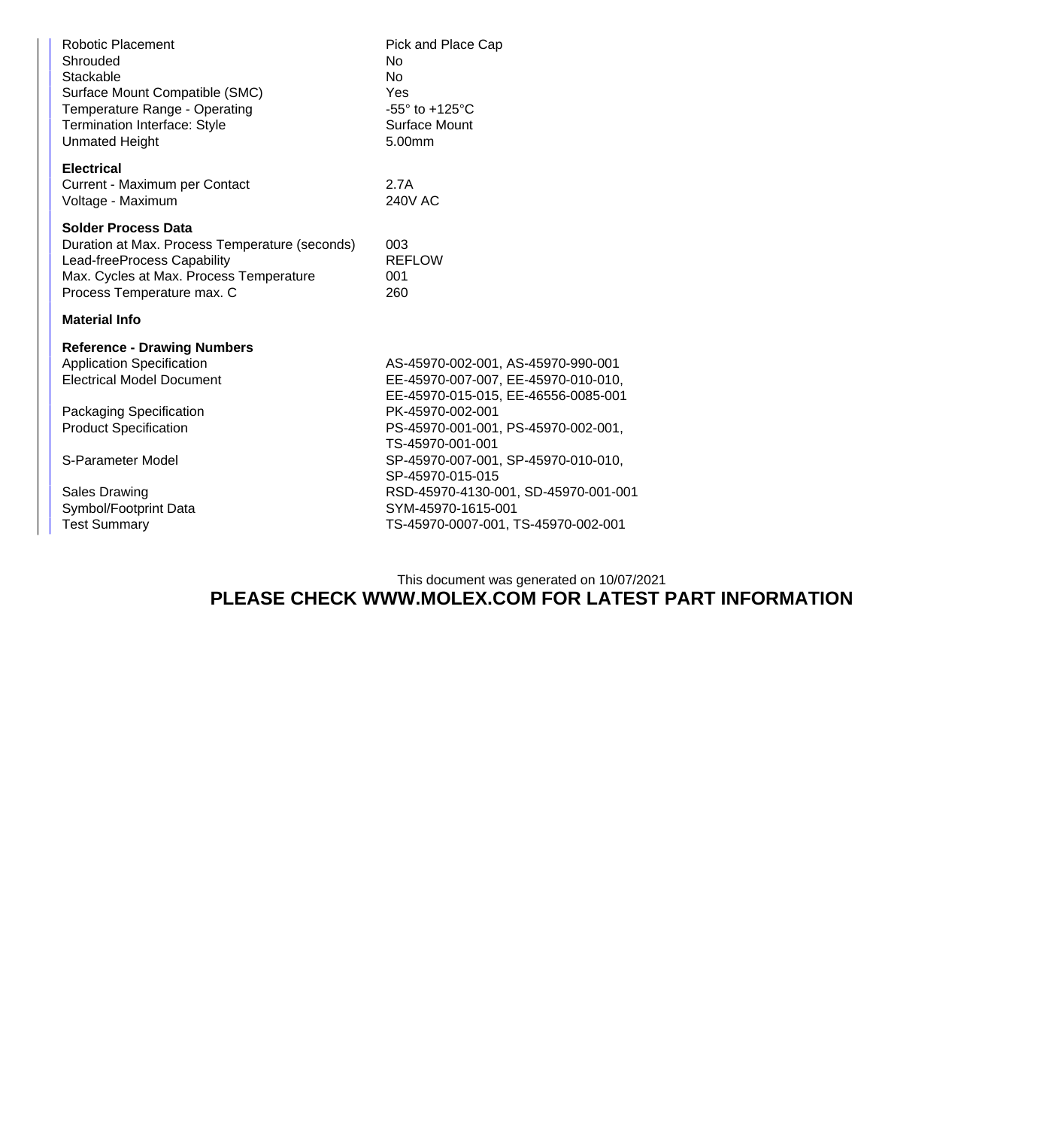| | |
|---|---|
| Robotic Placement | Pick and Place Cap |
| Shrouded | No |
| Stackable | No |
| Surface Mount Compatible (SMC) | Yes |
| Temperature Range - Operating | -55° to +125°C |
| Termination Interface: Style | Surface Mount |
| Unmated Height | 5.00mm |

**Electrical**

| | |
|---|---|
| Current - Maximum per Contact | 2.7A |
| Voltage - Maximum | 240V AC |

**Solder Process Data**

| | |
|---|---|
| Duration at Max. Process Temperature (seconds) | 003 |
| Lead-freeProcess Capability | REFLOW |
| Max. Cycles at Max. Process Temperature | 001 |
| Process Temperature max. C | 260 |

**Material Info**

**Reference - Drawing Numbers**

| | |
|---|---|
| Application Specification | AS-45970-002-001, AS-45970-990-001 |
| Electrical Model Document | EE-45970-007-007, EE-45970-010-010, EE-45970-015-015, EE-46556-0085-001 |
| Packaging Specification | PK-45970-002-001 |
| Product Specification | PS-45970-001-001, PS-45970-002-001, TS-45970-001-001 |
| S-Parameter Model | SP-45970-007-001, SP-45970-010-010, SP-45970-015-015 |
| Sales Drawing | RSD-45970-4130-001, SD-45970-001-001 |
| Symbol/Footprint Data | SYM-45970-1615-001 |
| Test Summary | TS-45970-0007-001, TS-45970-002-001 |

This document was generated on 10/07/2021

**PLEASE CHECK WWW.MOLEX.COM FOR LATEST PART INFORMATION**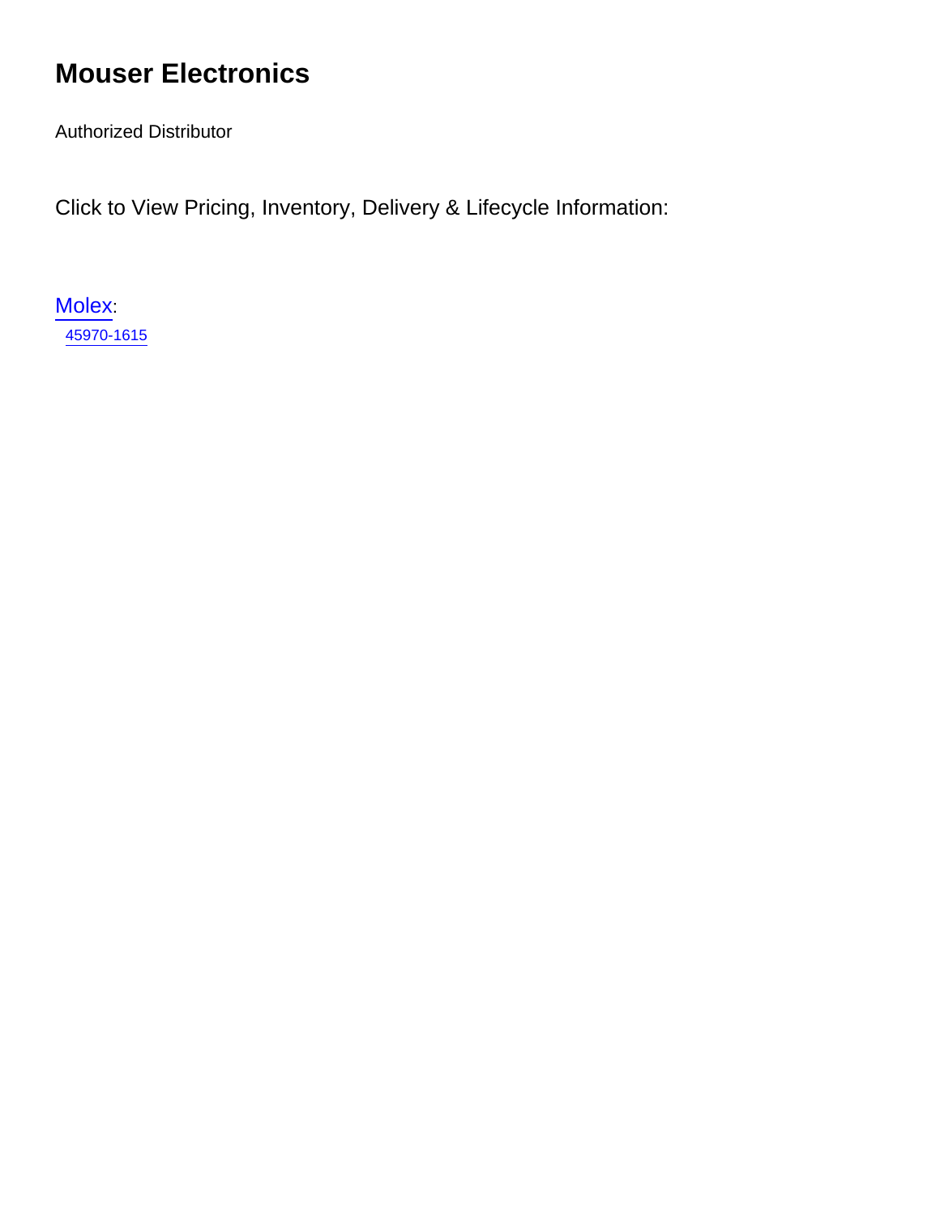# Mouser Electronics

Authorized Distributor

Click to View Pricing, Inventory, Delivery & Lifecycle Information:

Molex:

45970-1615